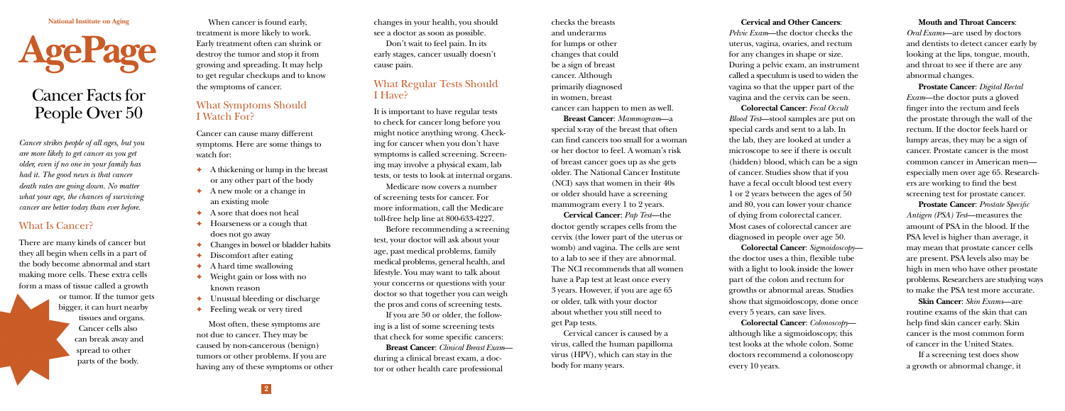National Institute on Aging

# AgePage

## Cancer Facts for People Over 50

*Cancer strikes people of all ages, but you are more likely to get cancer as you get older, even if no one in your family has had it. The good news is that cancer death rates are going down. No matter what your age, the chances of surviving cancer are better today than ever before.*

### What Is Cancer?

There are many kinds of cancer but they all begin when cells in a part of the body become abnormal and start making more cells. These extra cells form a mass of tissue called a growth or tumor. If the tumor gets bigger, it can hurt nearby tissues and organs. Cancer cells also can break away and spread to other parts of the body.

When cancer is found early, treatment is more likely to work. Early treatment often can shrink or destroy the tumor and stop it from growing and spreading. It may help to get regular checkups and to know the symptoms of cancer.

### What Symptoms Should I Watch For?

Cancer can cause many different symptoms. Here are some things to watch for:

- A thickening or lump in the breast or any other part of the body
- A new mole or a change in an existing mole
- A sore that does not heal
- Hoarseness or a cough that does not go away
- Changes in bowel or bladder habits
- Discomfort after eating
- A hard time swallowing
- Weight gain or loss with no known reason
- Unusual bleeding or discharge
- Feeling weak or very tired

Most often, these symptoms are not due to cancer. They may be caused by non-cancerous (benign) tumors or other problems. If you are having any of these symptoms or other changes in your health, you should see a doctor as soon as possible.

Don't wait to feel pain. In its early stages, cancer usually doesn't cause pain.

### What Regular Tests Should I Have?

It is important to have regular tests to check for cancer long before you might notice anything wrong. Checking for cancer when you don't have symptoms is called screening. Screening may involve a physical exam, lab tests, or tests to look at internal organs.

Medicare now covers a number of screening tests for cancer. For more information, call the Medicare toll-free help line at 800-633-4227.

Before recommending a screening test, your doctor will ask about your age, past medical problems, family medical problems, general health, and lifestyle. You may want to talk about your concerns or questions with your doctor so that together you can weigh the pros and cons of screening tests.

If you are 50 or older, the following is a list of some screening tests that check for some specific cancers:

**Breast Cancer**: *Clinical Breast Exam*—during a clinical breast exam, a doctor or other health care professional checks the breasts and underarms for lumps or other changes that could be a sign of breast cancer. Although primarily diagnosed in women, breast cancer can happen to men as well.

**Breast Cancer**: *Mammogram*—a special x-ray of the breast that often can find cancers too small for a woman or her doctor to feel. A woman's risk of breast cancer goes up as she gets older. The National Cancer Institute (NCI) says that women in their 40s or older should have a screening mammogram every 1 to 2 years.

**Cervical Cancer**: *Pap Test*—the doctor gently scrapes cells from the cervix (the lower part of the uterus or womb) and vagina. The cells are sent to a lab to see if they are abnormal. The NCI recommends that all women have a Pap test at least once every 3 years. However, if you are age 65 or older, talk with your doctor about whether you still need to get Pap tests.

Cervical cancer is caused by a virus, called the human papilloma virus (HPV), which can stay in the body for many years.

**Cervical and Other Cancers**: *Pelvic Exam*—the doctor checks the uterus, vagina, ovaries, and rectum for any changes in shape or size. During a pelvic exam, an instrument called a speculum is used to widen the vagina so that the upper part of the vagina and the cervix can be seen.

**Colorectal Cancer**: *Fecal Occult Blood Test*—stool samples are put on special cards and sent to a lab. In the lab, they are looked at under a microscope to see if there is occult (hidden) blood, which can be a sign of cancer. Studies show that if you have a fecal occult blood test every 1 or 2 years between the ages of 50 and 80, you can lower your chance of dying from colorectal cancer. Most cases of colorectal cancer are diagnosed in people over age 50.

**Colorectal Cancer**: *Sigmoidoscopy*—the doctor uses a thin, flexible tube with a light to look inside the lower part of the colon and rectum for growths or abnormal areas. Studies show that sigmoidoscopy, done once every 5 years, can save lives.

**Colorectal Cancer**: *Colonoscopy*—although like a sigmoidoscopy, this test looks at the whole colon. Some doctors recommend a colonoscopy every 10 years.

**Mouth and Throat Cancers**: *Oral Exams*—are used by doctors and dentists to detect cancer early by looking at the lips, tongue, mouth, and throat to see if there are any abnormal changes.

**Prostate Cancer**: *Digital Rectal Exam*—the doctor puts a gloved finger into the rectum and feels the prostate through the wall of the rectum. If the doctor feels hard or lumpy areas, they may be a sign of cancer. Prostate cancer is the most common cancer in American men—especially men over age 65. Researchers are working to find the best screening test for prostate cancer.

**Prostate Cancer**: *Prostate Specific Antigen (PSA) Test*—measures the amount of PSA in the blood. If the PSA level is higher than average, it may mean that prostate cancer cells are present. PSA levels also may be high in men who have other prostate problems. Researchers are studying ways to make the PSA test more accurate.

**Skin Cancer**: *Skin Exams*—are routine exams of the skin that can help find skin cancer early. Skin cancer is the most common form of cancer in the United States.

If a screening test does show a growth or abnormal change, it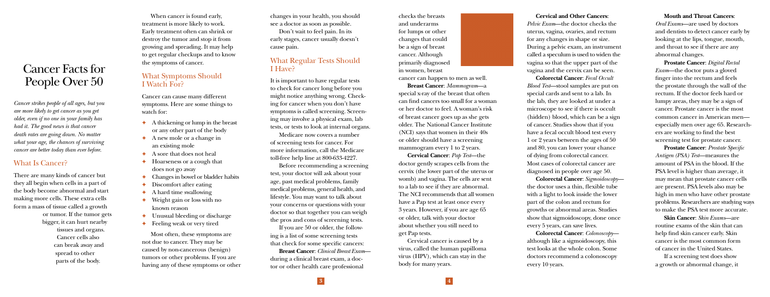# Cancer Facts for People Over 50

*Cancer strikes people of all ages, but you are more likely to get cancer as you get older, even if no one in your family has had it. The good news is that cancer death rates are going down. No matter what your age, the chances of surviving cancer are better today than ever before.*

## What Is Cancer?

There are many kinds of cancer but they all begin when cells in a part of the body become abnormal and start making more cells. These extra cells form a mass of tissue called a growth or tumor. If the tumor gets bigger, it can hurt nearby tissues and organs. Cancer cells also can break away and spread to other parts of the body.

When cancer is found early, treatment is more likely to work. Early treatment often can shrink or destroy the tumor and stop it from growing and spreading. It may help to get regular checkups and to know the symptoms of cancer.

## What Symptoms Should I Watch For?

Cancer can cause many different symptoms. Here are some things to watch for:

- A thickening or lump in the breast or any other part of the body
- A new mole or a change in an existing mole
- A sore that does not heal
- Hoarseness or a cough that does not go away
- Changes in bowel or bladder habits
- Discomfort after eating
- A hard time swallowing
- Weight gain or loss with no known reason
- Unusual bleeding or discharge
- Feeling weak or very tired

Most often, these symptoms are not due to cancer. They may be caused by non-cancerous (benign) tumors or other problems. If you are having any of these symptoms or other changes in your health, you should see a doctor as soon as possible.

Don't wait to feel pain. In its early stages, cancer usually doesn't cause pain.

## What Regular Tests Should I Have?

It is important to have regular tests to check for cancer long before you might notice anything wrong. Checking for cancer when you don't have symptoms is called screening. Screening may involve a physical exam, lab tests, or tests to look at internal organs.

Medicare now covers a number of screening tests for cancer. For more information, call the Medicare toll-free help line at 800-633-4227.

Before recommending a screening test, your doctor will ask about your age, past medical problems, family medical problems, general health, and lifestyle. You may want to talk about your concerns or questions with your doctor so that together you can weigh the pros and cons of screening tests.

If you are 50 or older, the following is a list of some screening tests that check for some specific cancers:

**Breast Cancer**: *Clinical Breast Exam*—during a clinical breast exam, a doctor or other health care professional checks the breasts and underarms for lumps or other changes that could be a sign of breast cancer. Although primarily diagnosed in women, breast cancer can happen to men as well.

**Breast Cancer**: *Mammogram*—a special x-ray of the breast that often can find cancers too small for a woman or her doctor to feel. A woman's risk of breast cancer goes up as she gets older. The National Cancer Institute (NCI) says that women in their 40s or older should have a screening mammogram every 1 to 2 years.

**Cervical Cancer**: *Pap Test*—the doctor gently scrapes cells from the cervix (the lower part of the uterus or womb) and vagina. The cells are sent to a lab to see if they are abnormal. The NCI recommends that all women have a Pap test at least once every 3 years. However, if you are age 65 or older, talk with your doctor about whether you still need to get Pap tests.

Cervical cancer is caused by a virus, called the human papilloma virus (HPV), which can stay in the body for many years.

**Cervical and Other Cancers**: *Pelvic Exam*—the doctor checks the uterus, vagina, ovaries, and rectum for any changes in shape or size. During a pelvic exam, an instrument called a speculum is used to widen the vagina so that the upper part of the vagina and the cervix can be seen.

**Colorectal Cancer**: *Fecal Occult Blood Test*—stool samples are put on special cards and sent to a lab. In the lab, they are looked at under a microscope to see if there is occult (hidden) blood, which can be a sign of cancer. Studies show that if you have a fecal occult blood test every 1 or 2 years between the ages of 50 and 80, you can lower your chance of dying from colorectal cancer. Most cases of colorectal cancer are diagnosed in people over age 50.

**Colorectal Cancer**: *Sigmoidoscopy*—the doctor uses a thin, flexible tube with a light to look inside the lower part of the colon and rectum for growths or abnormal areas. Studies show that sigmoidoscopy, done once every 5 years, can save lives.

**Colorectal Cancer**: *Colonoscopy*—although like a sigmoidoscopy, this test looks at the whole colon. Some doctors recommend a colonoscopy every 10 years.

**Mouth and Throat Cancers**: *Oral Exams*—are used by doctors and dentists to detect cancer early by looking at the lips, tongue, mouth, and throat to see if there are any abnormal changes.

**Prostate Cancer**: *Digital Rectal Exam*—the doctor puts a gloved finger into the rectum and feels the prostate through the wall of the rectum. If the doctor feels hard or lumpy areas, they may be a sign of cancer. Prostate cancer is the most common cancer in American men—especially men over age 65. Researchers are working to find the best screening test for prostate cancer.

**Prostate Cancer**: *Prostate Specific Antigen (PSA) Test*—measures the amount of PSA in the blood. If the PSA level is higher than average, it may mean that prostate cancer cells are present. PSA levels also may be high in men who have other prostate problems. Researchers are studying ways to make the PSA test more accurate.

**Skin Cancer**: *Skin Exams*—are routine exams of the skin that can help find skin cancer early. Skin cancer is the most common form of cancer in the United States.

If a screening test does show a growth or abnormal change, it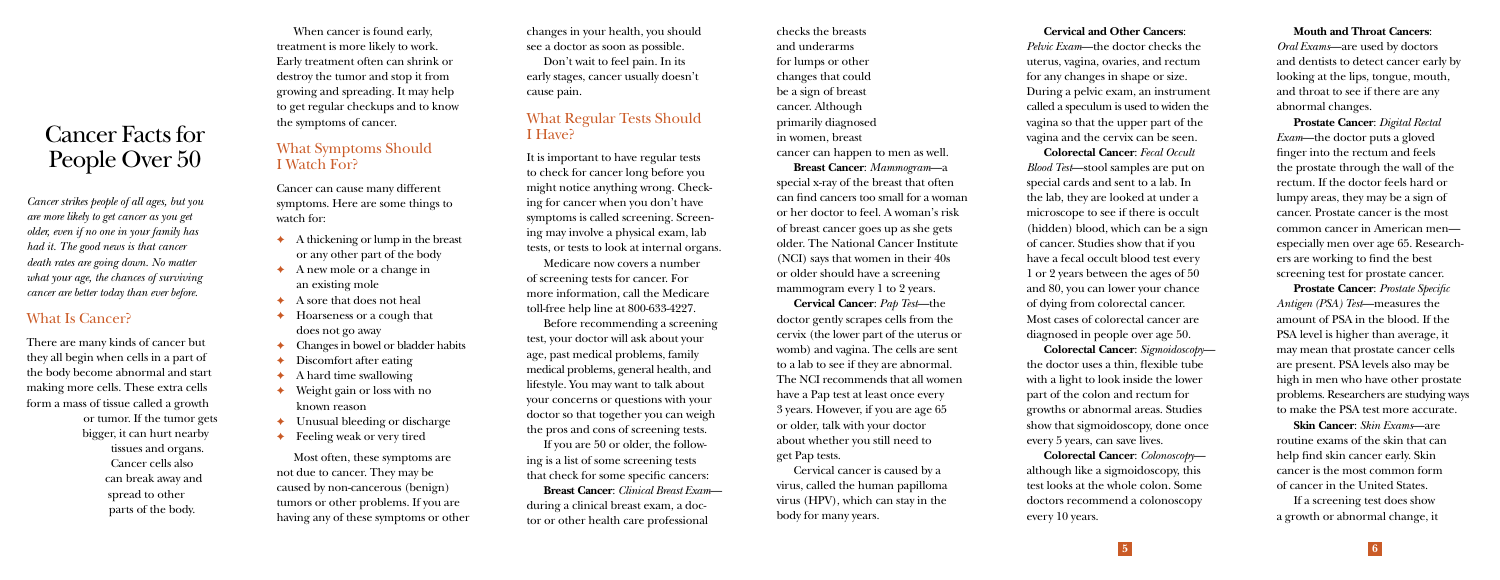# Cancer Facts for People Over 50

*Cancer strikes people of all ages, but you are more likely to get cancer as you get older, even if no one in your family has had it. The good news is that cancer death rates are going down. No matter what your age, the chances of surviving cancer are better today than ever before.*

## What Is Cancer?

There are many kinds of cancer but they all begin when cells in a part of the body become abnormal and start making more cells. These extra cells form a mass of tissue called a growth or tumor. If the tumor gets bigger, it can hurt nearby tissues and organs. Cancer cells also can break away and spread to other parts of the body.

When cancer is found early, treatment is more likely to work. Early treatment often can shrink or destroy the tumor and stop it from growing and spreading. It may help to get regular checkups and to know the symptoms of cancer.

## What Symptoms Should I Watch For?

Cancer can cause many different symptoms. Here are some things to watch for:

- A thickening or lump in the breast or any other part of the body
- A new mole or a change in an existing mole
- A sore that does not heal
- Hoarseness or a cough that does not go away
- Changes in bowel or bladder habits
- Discomfort after eating
- A hard time swallowing
- Weight gain or loss with no known reason
- Unusual bleeding or discharge
- Feeling weak or very tired

Most often, these symptoms are not due to cancer. They may be caused by non-cancerous (benign) tumors or other problems. If you are having any of these symptoms or other changes in your health, you should see a doctor as soon as possible.

Don't wait to feel pain. In its early stages, cancer usually doesn't cause pain.

## What Regular Tests Should I Have?

It is important to have regular tests to check for cancer long before you might notice anything wrong. Checking for cancer when you don't have symptoms is called screening. Screening may involve a physical exam, lab tests, or tests to look at internal organs.

Medicare now covers a number of screening tests for cancer. For more information, call the Medicare toll-free help line at 800-633-4227.

Before recommending a screening test, your doctor will ask about your age, past medical problems, family medical problems, general health, and lifestyle. You may want to talk about your concerns or questions with your doctor so that together you can weigh the pros and cons of screening tests.

If you are 50 or older, the following is a list of some screening tests that check for some specific cancers:

**Breast Cancer**: *Clinical Breast Exam*—during a clinical breast exam, a doctor or other health care professional checks the breasts and underarms for lumps or other changes that could be a sign of breast cancer. Although primarily diagnosed in women, breast cancer can happen to men as well.

**Breast Cancer**: *Mammogram*—a special x-ray of the breast that often can find cancers too small for a woman or her doctor to feel. A woman's risk of breast cancer goes up as she gets older. The National Cancer Institute (NCI) says that women in their 40s or older should have a screening mammogram every 1 to 2 years.

**Cervical Cancer**: *Pap Test*—the doctor gently scrapes cells from the cervix (the lower part of the uterus or womb) and vagina. The cells are sent to a lab to see if they are abnormal. The NCI recommends that all women have a Pap test at least once every 3 years. However, if you are age 65 or older, talk with your doctor about whether you still need to get Pap tests.

Cervical cancer is caused by a virus, called the human papilloma virus (HPV), which can stay in the body for many years.

**Cervical and Other Cancers**: *Pelvic Exam*—the doctor checks the uterus, vagina, ovaries, and rectum for any changes in shape or size. During a pelvic exam, an instrument called a speculum is used to widen the vagina so that the upper part of the vagina and the cervix can be seen.

**Colorectal Cancer**: *Fecal Occult Blood Test*—stool samples are put on special cards and sent to a lab. In the lab, they are looked at under a microscope to see if there is occult (hidden) blood, which can be a sign of cancer. Studies show that if you have a fecal occult blood test every 1 or 2 years between the ages of 50 and 80, you can lower your chance of dying from colorectal cancer. Most cases of colorectal cancer are diagnosed in people over age 50.

**Colorectal Cancer**: *Sigmoidoscopy*—the doctor uses a thin, flexible tube with a light to look inside the lower part of the colon and rectum for growths or abnormal areas. Studies show that sigmoidoscopy, done once every 5 years, can save lives.

**Colorectal Cancer**: *Colonoscopy*—although like a sigmoidoscopy, this test looks at the whole colon. Some doctors recommend a colonoscopy every 10 years.

**Mouth and Throat Cancers**: *Oral Exams*—are used by doctors and dentists to detect cancer early by looking at the lips, tongue, mouth, and throat to see if there are any abnormal changes.

**Prostate Cancer**: *Digital Rectal Exam*—the doctor puts a gloved finger into the rectum and feels the prostate through the wall of the rectum. If the doctor feels hard or lumpy areas, they may be a sign of cancer. Prostate cancer is the most common cancer in American men—especially men over age 65. Researchers are working to find the best screening test for prostate cancer.

**Prostate Cancer**: *Prostate Specific Antigen (PSA) Test*—measures the amount of PSA in the blood. If the PSA level is higher than average, it may mean that prostate cancer cells are present. PSA levels also may be high in men who have other prostate problems. Researchers are studying ways to make the PSA test more accurate.

**Skin Cancer**: *Skin Exams*—are routine exams of the skin that can help find skin cancer early. Skin cancer is the most common form of cancer in the United States.

If a screening test does show a growth or abnormal change, it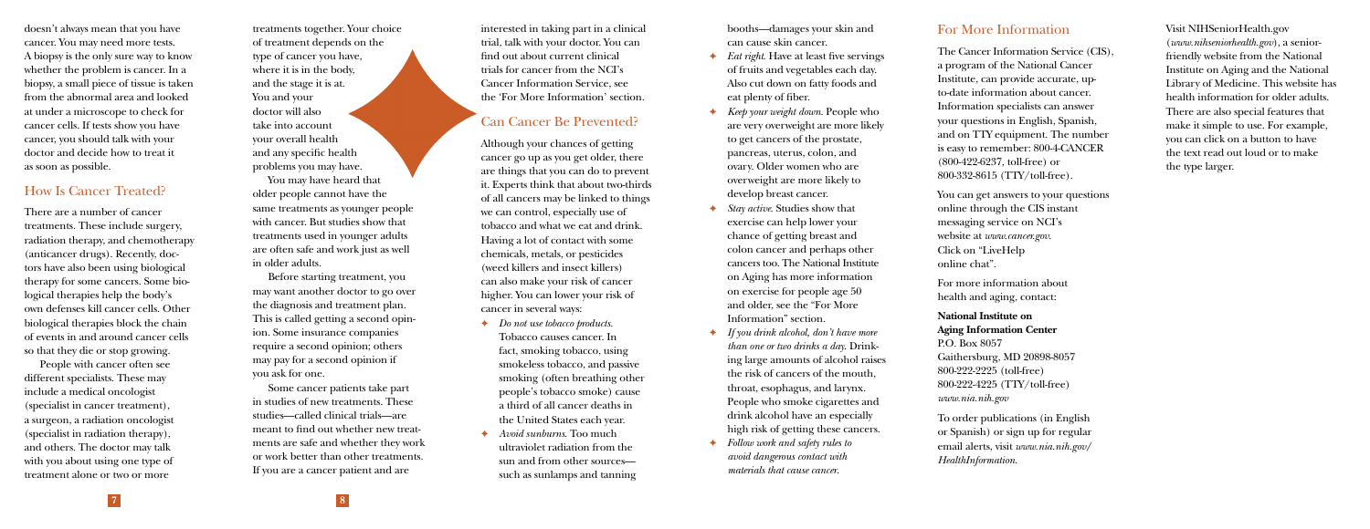doesn't always mean that you have cancer. You may need more tests. A biopsy is the only sure way to know whether the problem is cancer. In a biopsy, a small piece of tissue is taken from the abnormal area and looked at under a microscope to check for cancer cells. If tests show you have cancer, you should talk with your doctor and decide how to treat it as soon as possible.

## How Is Cancer Treated?

There are a number of cancer treatments. These include surgery, radiation therapy, and chemotherapy (anticancer drugs). Recently, doctors have also been using biological therapy for some cancers. Some biological therapies help the body's own defenses kill cancer cells. Other biological therapies block the chain of events in and around cancer cells so that they die or stop growing.

People with cancer often see different specialists. These may include a medical oncologist (specialist in cancer treatment), a surgeon, a radiation oncologist (specialist in radiation therapy), and others. The doctor may talk with you about using one type of treatment alone or two or more treatments together. Your choice of treatment depends on the type of cancer you have, where it is in the body, and the stage it is at. You and your doctor will also take into account your overall health and any specific health problems you may have.

You may have heard that older people cannot have the same treatments as younger people with cancer. But studies show that treatments used in younger adults are often safe and work just as well in older adults.

Before starting treatment, you may want another doctor to go over the diagnosis and treatment plan. This is called getting a second opinion. Some insurance companies require a second opinion; others may pay for a second opinion if you ask for one.

Some cancer patients take part in studies of new treatments. These studies—called clinical trials—are meant to find out whether new treatments are safe and whether they work or work better than other treatments. If you are a cancer patient and are interested in taking part in a clinical trial, talk with your doctor. You can find out about current clinical trials for cancer from the NCI's Cancer Information Service, see the 'For More Information' section.

## Can Cancer Be Prevented?

Although your chances of getting cancer go up as you get older, there are things that you can do to prevent it. Experts think that about two-thirds of all cancers may be linked to things we can control, especially use of tobacco and what we eat and drink. Having a lot of contact with some chemicals, metals, or pesticides (weed killers and insect killers) can also make your risk of cancer higher. You can lower your risk of cancer in several ways:

- *Do not use tobacco products.* Tobacco causes cancer. In fact, smoking tobacco, using smokeless tobacco, and passive smoking (often breathing other people's tobacco smoke) cause a third of all cancer deaths in the United States each year.
- *Avoid sunburns.* Too much ultraviolet radiation from the sun and from other sources—such as sunlamps and tanning booths—damages your skin and can cause skin cancer.
- *Eat right.* Have at least five servings of fruits and vegetables each day. Also cut down on fatty foods and eat plenty of fiber.
- *Keep your weight down.* People who are very overweight are more likely to get cancers of the prostate, pancreas, uterus, colon, and ovary. Older women who are overweight are more likely to develop breast cancer.
- *Stay active.* Studies show that exercise can help lower your chance of getting breast and colon cancer and perhaps other cancers too. The National Institute on Aging has more information on exercise for people age 50 and older, see the "For More Information" section.
- *If you drink alcohol, don't have more than one or two drinks a day.* Drinking large amounts of alcohol raises the risk of cancers of the mouth, throat, esophagus, and larynx. People who smoke cigarettes and drink alcohol have an especially high risk of getting these cancers.
- *Follow work and safety rules to avoid dangerous contact with materials that cause cancer.*

## For More Information

The Cancer Information Service (CIS), a program of the National Cancer Institute, can provide accurate, up-to-date information about cancer. Information specialists can answer your questions in English, Spanish, and on TTY equipment. The number is easy to remember: 800-4-CANCER (800-422-6237, toll-free) or 800-332-8615 (TTY/toll-free).

You can get answers to your questions online through the CIS instant messaging service on NCI's website at *www.cancer.gov*. Click on "LiveHelp online chat".

For more information about health and aging, contact:

**National Institute on Aging Information Center**
P.O. Box 8057
Gaithersburg, MD 20898-8057
800-222-2225 (toll-free)
800-222-4225 (TTY/toll-free)
*www.nia.nih.gov*

To order publications (in English or Spanish) or sign up for regular email alerts, visit *www.nia.nih.gov/HealthInformation*.

Visit NIHSeniorHealth.gov (*www.nihseniorhealth.gov*), a senior-friendly website from the National Institute on Aging and the National Library of Medicine. This website has health information for older adults. There are also special features that make it simple to use. For example, you can click on a button to have the text read out loud or to make the type larger.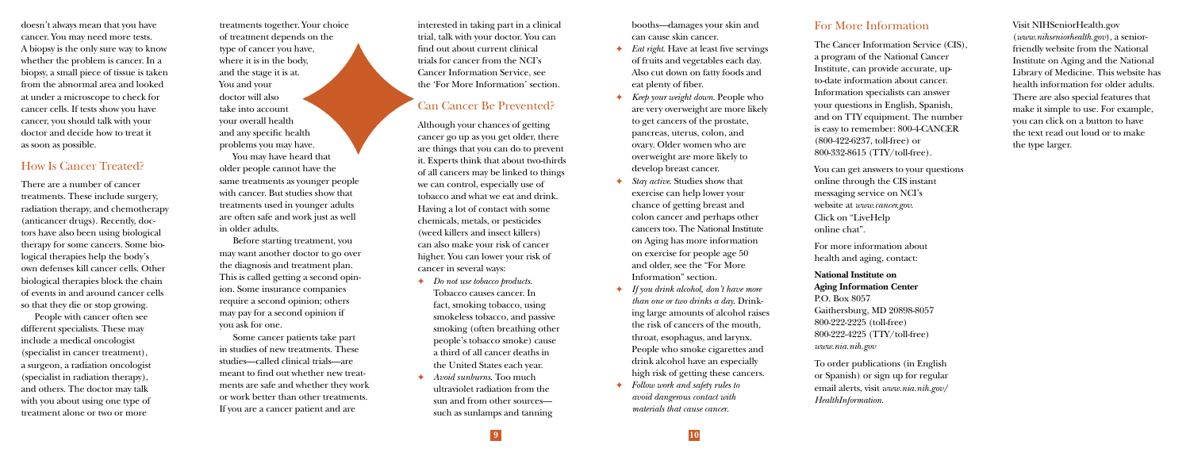doesn't always mean that you have cancer. You may need more tests. A biopsy is the only sure way to know whether the problem is cancer. In a biopsy, a small piece of tissue is taken from the abnormal area and looked at under a microscope to check for cancer cells. If tests show you have cancer, you should talk with your doctor and decide how to treat it as soon as possible.

## How Is Cancer Treated?

There are a number of cancer treatments. These include surgery, radiation therapy, and chemotherapy (anticancer drugs). Recently, doctors have also been using biological therapy for some cancers. Some biological therapies help the body's own defenses kill cancer cells. Other biological therapies block the chain of events in and around cancer cells so that they die or stop growing.

People with cancer often see different specialists. These may include a medical oncologist (specialist in cancer treatment), a surgeon, a radiation oncologist (specialist in radiation therapy), and others. The doctor may talk with you about using one type of treatment alone or two or more treatments together. Your choice of treatment depends on the type of cancer you have, where it is in the body, and the stage it is at. You and your doctor will also take into account your overall health and any specific health problems you may have.

You may have heard that older people cannot have the same treatments as younger people with cancer. But studies show that treatments used in younger adults are often safe and work just as well in older adults.

Before starting treatment, you may want another doctor to go over the diagnosis and treatment plan. This is called getting a second opinion. Some insurance companies require a second opinion; others may pay for a second opinion if you ask for one.

Some cancer patients take part in studies of new treatments. These studies—called clinical trials—are meant to find out whether new treatments are safe and whether they work or work better than other treatments. If you are a cancer patient and are interested in taking part in a clinical trial, talk with your doctor. You can find out about current clinical trials for cancer from the NCI's Cancer Information Service, see the 'For More Information' section.

## Can Cancer Be Prevented?

Although your chances of getting cancer go up as you get older, there are things that you can do to prevent it. Experts think that about two-thirds of all cancers may be linked to things we can control, especially use of tobacco and what we eat and drink. Having a lot of contact with some chemicals, metals, or pesticides (weed killers and insect killers) can also make your risk of cancer higher. You can lower your risk of cancer in several ways:

- *Do not use tobacco products.* Tobacco causes cancer. In fact, smoking tobacco, using smokeless tobacco, and passive smoking (often breathing other people's tobacco smoke) cause a third of all cancer deaths in the United States each year.
- *Avoid sunburns.* Too much ultraviolet radiation from the sun and from other sources—such as sunlamps and tanning booths—damages your skin and can cause skin cancer.
- *Eat right.* Have at least five servings of fruits and vegetables each day. Also cut down on fatty foods and eat plenty of fiber.
- *Keep your weight down.* People who are very overweight are more likely to get cancers of the prostate, pancreas, uterus, colon, and ovary. Older women who are overweight are more likely to develop breast cancer.
- *Stay active.* Studies show that exercise can help lower your chance of getting breast and colon cancer and perhaps other cancers too. The National Institute on Aging has more information on exercise for people age 50 and older, see the "For More Information" section.
- *If you drink alcohol, don't have more than one or two drinks a day.* Drinking large amounts of alcohol raises the risk of cancers of the mouth, throat, esophagus, and larynx. People who smoke cigarettes and drink alcohol have an especially high risk of getting these cancers.
- *Follow work and safety rules to avoid dangerous contact with materials that cause cancer.*

## For More Information

The Cancer Information Service (CIS), a program of the National Cancer Institute, can provide accurate, up-to-date information about cancer. Information specialists can answer your questions in English, Spanish, and on TTY equipment. The number is easy to remember: 800-4-CANCER (800-422-6237, toll-free) or 800-332-8615 (TTY/toll-free).

You can get answers to your questions online through the CIS instant messaging service on NCI's website at *www.cancer.gov*. Click on "LiveHelp online chat".

For more information about health and aging, contact:

**National Institute on Aging Information Center**
P.O. Box 8057
Gaithersburg, MD 20898-8057
800-222-2225 (toll-free)
800-222-4225 (TTY/toll-free)
*www.nia.nih.gov*

To order publications (in English or Spanish) or sign up for regular email alerts, visit *www.nia.nih.gov/HealthInformation*.

Visit NIHSeniorHealth.gov (*www.nihseniorhealth.gov*), a senior-friendly website from the National Institute on Aging and the National Library of Medicine. This website has health information for older adults. There are also special features that make it simple to use. For example, you can click on a button to have the text read out loud or to make the type larger.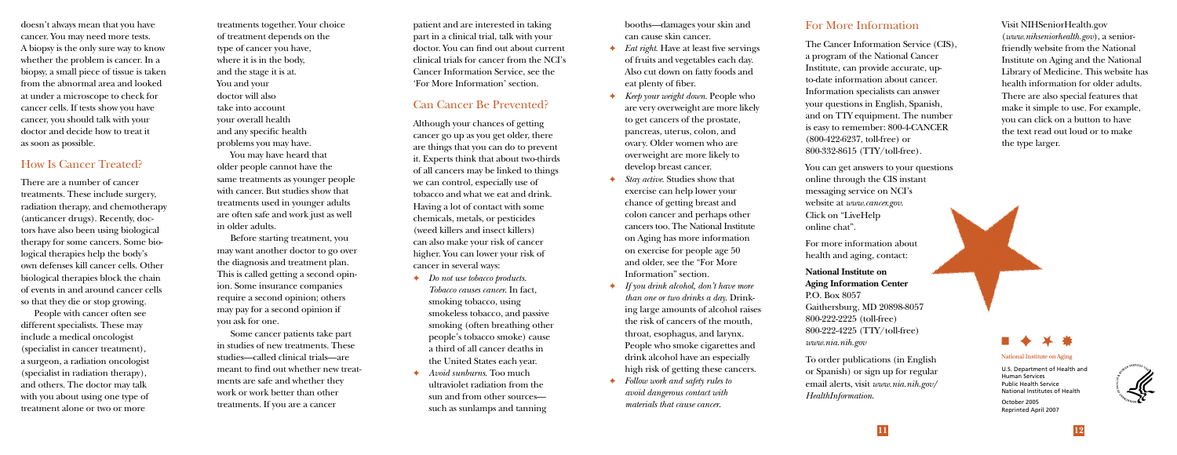doesn't always mean that you have cancer. You may need more tests. A biopsy is the only sure way to know whether the problem is cancer. In a biopsy, a small piece of tissue is taken from the abnormal area and looked at under a microscope to check for cancer cells. If tests show you have cancer, you should talk with your doctor and decide how to treat it as soon as possible.

## How Is Cancer Treated?

There are a number of cancer treatments. These include surgery, radiation therapy, and chemotherapy (anticancer drugs). Recently, doctors have also been using biological therapy for some cancers. Some biological therapies help the body's own defenses kill cancer cells. Other biological therapies block the chain of events in and around cancer cells so that they die or stop growing.

People with cancer often see different specialists. These may include a medical oncologist (specialist in cancer treatment), a surgeon, a radiation oncologist (specialist in radiation therapy), and others. The doctor may talk with you about using one type of treatment alone or two or more treatments together. Your choice of treatment depends on the type of cancer you have, where it is in the body, and the stage it is at. You and your doctor will also take into account your overall health and any specific health problems you may have.

You may have heard that older people cannot have the same treatments as younger people with cancer. But studies show that treatments used in younger adults are often safe and work just as well in older adults.

Before starting treatment, you may want another doctor to go over the diagnosis and treatment plan. This is called getting a second opinion. Some insurance companies require a second opinion; others may pay for a second opinion if you ask for one.

Some cancer patients take part in studies of new treatments. These studies—called clinical trials—are meant to find out whether new treatments are safe and whether they work or work better than other treatments. If you are a cancer patient and are interested in taking part in a clinical trial, talk with your doctor. You can find out about current clinical trials for cancer from the NCI's Cancer Information Service, see the 'For More Information' section.

## Can Cancer Be Prevented?

Although your chances of getting cancer go up as you get older, there are things that you can do to prevent it. Experts think that about two-thirds of all cancers may be linked to things we can control, especially use of tobacco and what we eat and drink. Having a lot of contact with some chemicals, metals, or pesticides (weed killers and insect killers) can also make your risk of cancer higher. You can lower your risk of cancer in several ways:

- *Do not use tobacco products. Tobacco causes cancer.* In fact, smoking tobacco, using smokeless tobacco, and passive smoking (often breathing other people's tobacco smoke) cause a third of all cancer deaths in the United States each year.
- *Avoid sunburns.* Too much ultraviolet radiation from the sun and from other sources—such as sunlamps and tanning booths—damages your skin and can cause skin cancer.
- *Eat right.* Have at least five servings of fruits and vegetables each day. Also cut down on fatty foods and eat plenty of fiber.
- *Keep your weight down.* People who are very overweight are more likely to get cancers of the prostate, pancreas, uterus, colon, and ovary. Older women who are overweight are more likely to develop breast cancer.
- *Stay active.* Studies show that exercise can help lower your chance of getting breast and colon cancer and perhaps other cancers too. The National Institute on Aging has more information on exercise for people age 50 and older, see the "For More Information" section.
- *If you drink alcohol, don't have more than one or two drinks a day.* Drinking large amounts of alcohol raises the risk of cancers of the mouth, throat, esophagus, and larynx. People who smoke cigarettes and drink alcohol have an especially high risk of getting these cancers.
- *Follow work and safety rules to avoid dangerous contact with materials that cause cancer.*

## For More Information

The Cancer Information Service (CIS), a program of the National Cancer Institute, can provide accurate, up-to-date information about cancer. Information specialists can answer your questions in English, Spanish, and on TTY equipment. The number is easy to remember: 800-4-CANCER (800-422-6237, toll-free) or 800-332-8615 (TTY/toll-free).

You can get answers to your questions online through the CIS instant messaging service on NCI's website at *www.cancer.gov*. Click on "LiveHelp online chat".

For more information about health and aging, contact:

**National Institute on Aging Information Center**
P.O. Box 8057
Gaithersburg, MD 20898-8057
800-222-2225 (toll-free)
800-222-4225 (TTY/toll-free)
*www.nia.nih.gov*

To order publications (in English or Spanish) or sign up for regular email alerts, visit *www.nia.nih.gov/HealthInformation*.

Visit NIHSeniorHealth.gov (*www.nihseniorhealth.gov*), a senior-friendly website from the National Institute on Aging and the National Library of Medicine. This website has health information for older adults. There are also special features that make it simple to use. For example, you can click on a button to have the text read out loud or to make the type larger.

National Institute on Aging

U.S. Department of Health and Human Services
Public Health Service
National Institutes of Health

October 2005
Reprinted April 2007